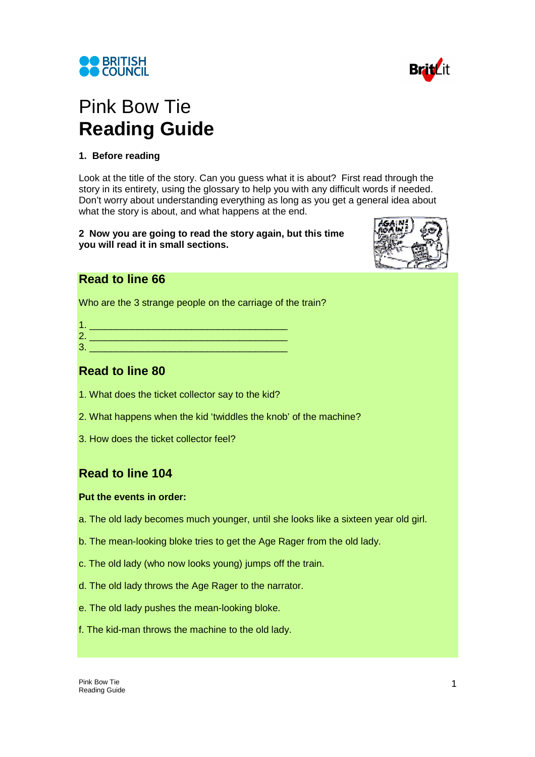# Pink Bow Tie
# **Reading Guide**

**1. Before reading**

Look at the title of the story. Can you guess what it is about? First read through the story in its entirety, using the glossary to help you with any difficult words if needed. Don't worry about understanding everything as long as you get a general idea about what the story is about, and what happens at the end.

**2 Now you are going to read the story again, but this time you will read it in small sections.**

## Read to line 66

Who are the 3 strange people on the carriage of the train?

1. ___________________________________
2. ___________________________________
3. ___________________________________

## Read to line 80

1. What does the ticket collector say to the kid?

2. What happens when the kid 'twiddles the knob' of the machine?

3. How does the ticket collector feel?

## Read to line 104

**Put the events in order:**

a. The old lady becomes much younger, until she looks like a sixteen year old girl.

b. The mean-looking bloke tries to get the Age Rager from the old lady.

c. The old lady (who now looks young) jumps off the train.

d. The old lady throws the Age Rager to the narrator.

e. The old lady pushes the mean-looking bloke.

f. The kid-man throws the machine to the old lady.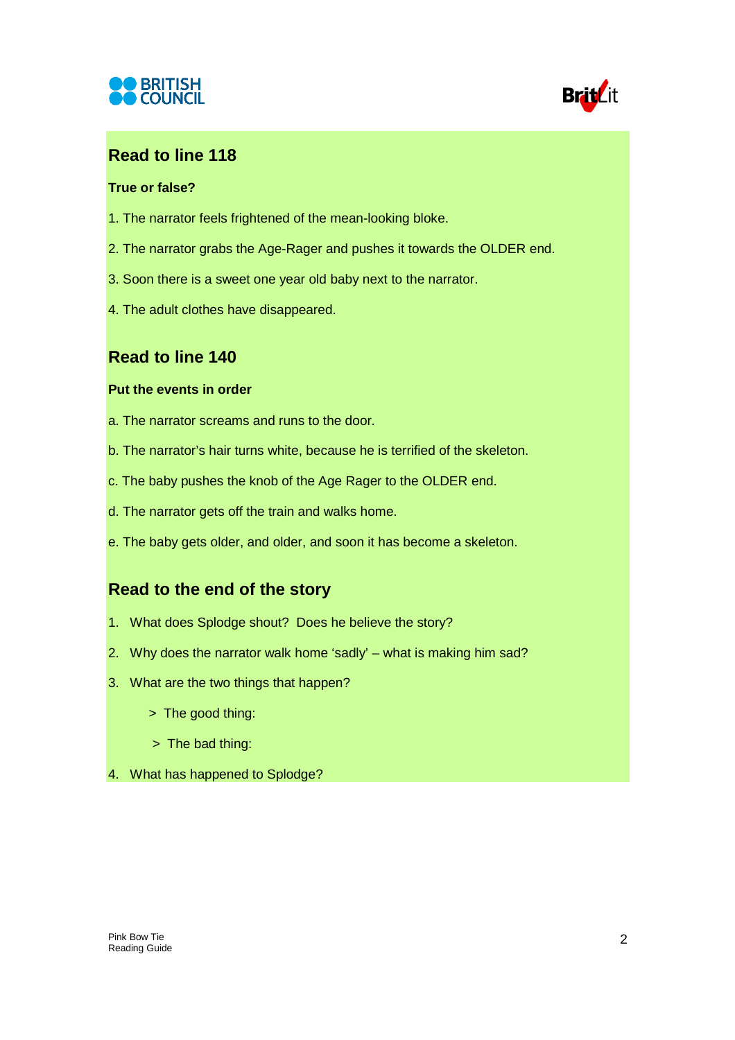## Read to line 118

**True or false?**

1. The narrator feels frightened of the mean-looking bloke.
2. The narrator grabs the Age-Rager and pushes it towards the OLDER end.
3. Soon there is a sweet one year old baby next to the narrator.
4. The adult clothes have disappeared.

## Read to line 140

**Put the events in order**

a. The narrator screams and runs to the door.

b. The narrator's hair turns white, because he is terrified of the skeleton.

c. The baby pushes the knob of the Age Rager to the OLDER end.

d. The narrator gets off the train and walks home.

e. The baby gets older, and older, and soon it has become a skeleton.

## Read to the end of the story

1. What does Splodge shout? Does he believe the story?
2. Why does the narrator walk home 'sadly' – what is making him sad?
3. What are the two things that happen?
   > The good thing:
   
   > The bad thing:
4. What has happened to Splodge?